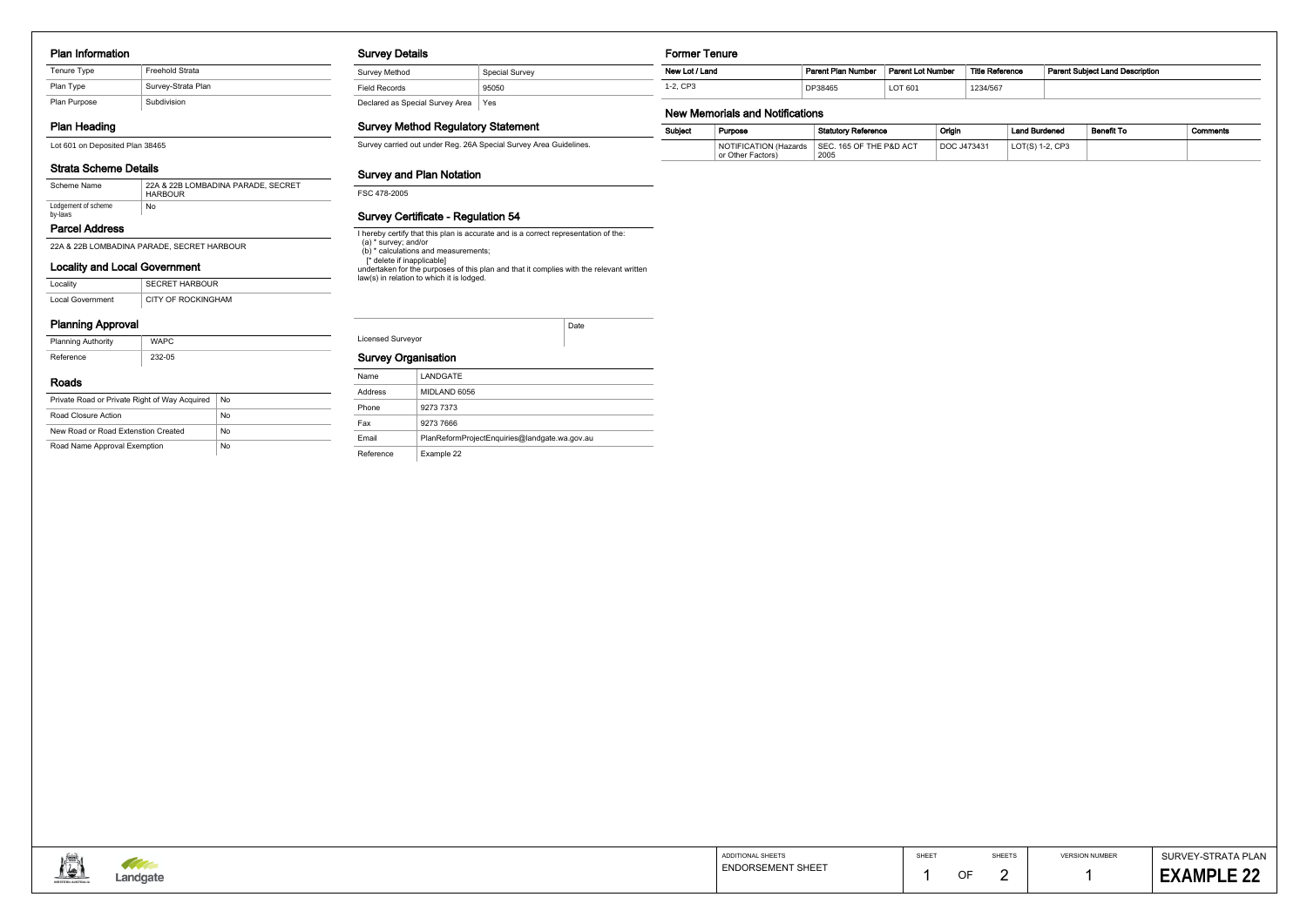## Plan Information

| Tenure Type | Freehold Strata |
|---|---|
| Plan Type | Survey-Strata Plan |
| Plan Purpose | Subdivision |

## Plan Heading

Lot 601 on Deposited Plan 38465

## Strata Scheme Details

| Scheme Name | 22A & 22B LOMBADINA PARADE, SECRET HARBOUR |
|---|---|
| Lodgement of scheme by-laws | No |

## Parcel Address

22A & 22B LOMBADINA PARADE, SECRET HARBOUR

## Locality and Local Government

| Locality | SECRET HARBOUR |
|---|---|
| Local Government | CITY OF ROCKINGHAM |

## Planning Approval

| Planning Authority | WAPC |
|---|---|
| Reference | 232-05 |

## Roads

| Private Road or Private Right of Way Acquired | No |
|---|---|
| Road Closure Action | No |
| New Road or Road Extenstion Created | No |
| Road Name Approval Exemption | No |

## Survey Details

| Survey Method | Special Survey |
|---|---|
| Field Records | 95050 |
| Declared as Special Survey Area | Yes |

## Survey Method Regulatory Statement

Survey carried out under Reg. 26A Special Survey Area Guidelines.

## Survey and Plan Notation

FSC 478-2005

## Survey Certificate - Regulation 54

I hereby certify that this plan is accurate and is a correct representation of the:
(a) * survey; and/or
(b) * calculations and measurements;
[* delete if inapplicable]
undertaken for the purposes of this plan and that it complies with the relevant written law(s) in relation to which it is lodged.

| Licensed Surveyor | Date |
|---|---|

## Survey Organisation

| Name | LANDGATE |
|---|---|
| Address | MIDLAND 6056 |
| Phone | 9273 7373 |
| Fax | 9273 7666 |
| Email | PlanReformProjectEnquiries@landgate.wa.gov.au |
| Reference | Example 22 |

## Former Tenure

| New Lot / Land | Parent Plan Number | Parent Lot Number | Title Reference | Parent Subject Land Description |
|---|---|---|---|---|
| 1-2, CP3 | DP38465 | LOT 601 | 1234/567 | |

## New Memorials and Notifications

| Subject | Purpose | Statutory Reference | Origin | Land Burdened | Benefit To | Comments |
|---|---|---|---|---|---|---|
| | NOTIFICATION (Hazards or Other Factors) | SEC. 165 OF THE P&D ACT 2005 | DOC J473431 | LOT(S) 1-2, CP3 | | |

| ADDITIONAL SHEETS | SHEET | SHEETS | VERSION NUMBER | SURVEY-STRATA PLAN |
|---|---|---|---|---|
| ENDORSEMENT SHEET | 1 OF | 2 | 1 | **EXAMPLE 22** |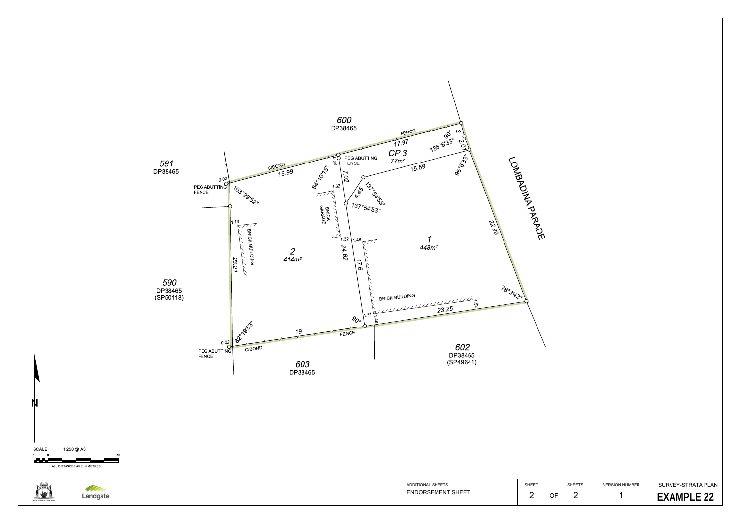600
DP38465

591
DP38465

590
DP38465
(SP50118)

603
DP38465

602
DP38465
(SP49641)

LOMBADINA PARADE

CP 3
77m²

1
448m²

2
414m²

FENCE
17.97
90°
2
186°6'33"
2.01
96°6'33"
15.59
C/BOND
15.99
0.04
PEG ABUTTING FENCE
84°10'15"
7.02
0.02
PEG ABUTTING FENCE
103°29'52"
1.32
4.45
137°54'53"
137°54'53"
BRICK GARAGE
1.13
BRICK BUILDING
23.21
1.32
1.48
24.62
17.6
22.99
BRICK BUILDING
1.52
23.25
78°3'42"
1.51
1.48
90°
82°19'53"
19
FENCE
0.02
PEG ABUTTING FENCE
C/BOND

N

SCALE 1:250 @ A3
2 0 10
ALL DISTANCES ARE IN METRES

| ADDITIONAL SHEETS | SHEET | SHEETS | VERSION NUMBER | SURVEY-STRATA PLAN |
|---|---|---|---|---|
| ENDORSEMENT SHEET | 2 | OF 2 | 1 | **EXAMPLE 22** |

WESTERN AUSTRALIA
Landgate